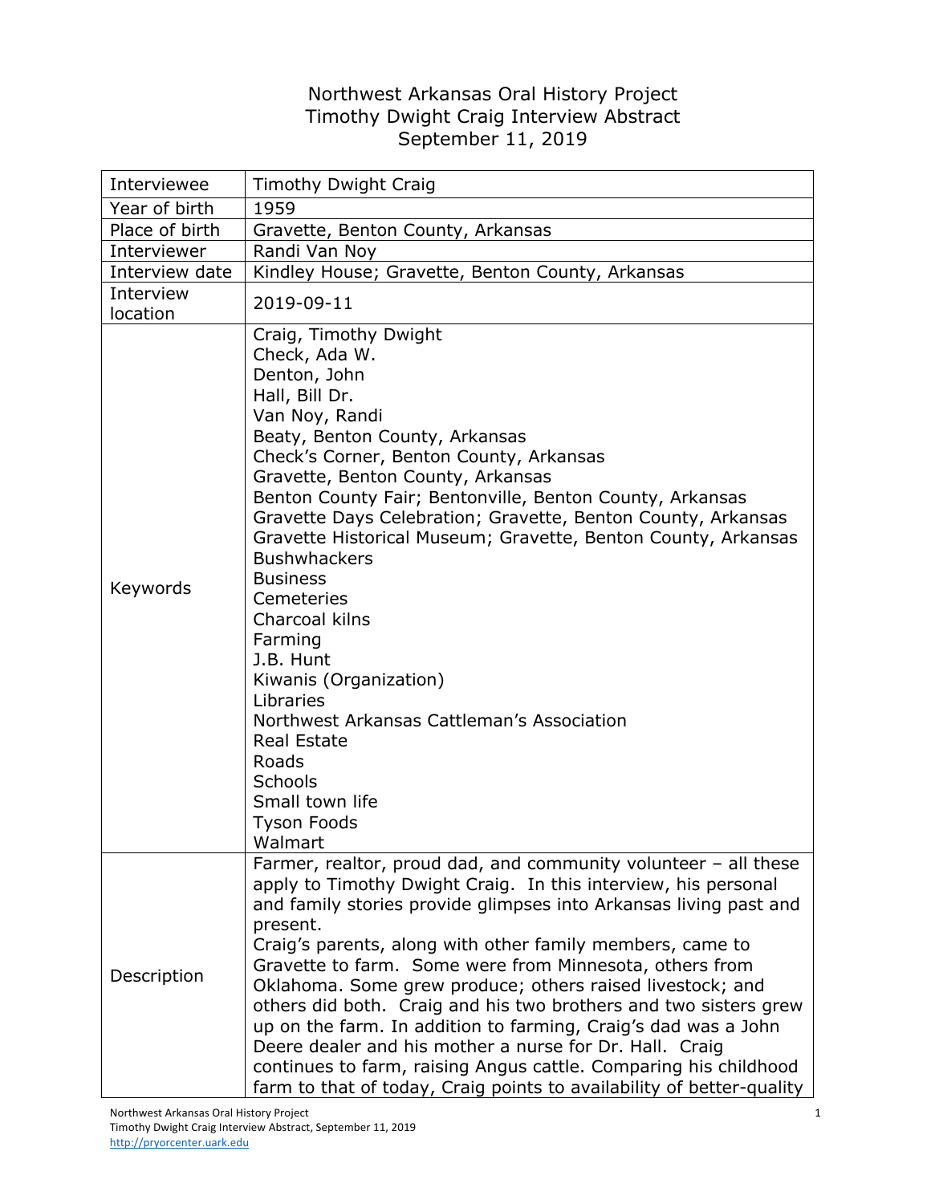# Northwest Arkansas Oral History Project
# Timothy Dwight Craig Interview Abstract
# September 11, 2019

| | |
|---|---|
| Interviewee | Timothy Dwight Craig |
| Year of birth | 1959 |
| Place of birth | Gravette, Benton County, Arkansas |
| Interviewer | Randi Van Noy |
| Interview date | Kindley House; Gravette, Benton County, Arkansas |
| Interview location | 2019-09-11 |
| Keywords | Craig, Timothy Dwight<br>Check, Ada W.<br>Denton, John<br>Hall, Bill Dr.<br>Van Noy, Randi<br>Beaty, Benton County, Arkansas<br>Check's Corner, Benton County, Arkansas<br>Gravette, Benton County, Arkansas<br>Benton County Fair; Bentonville, Benton County, Arkansas<br>Gravette Days Celebration; Gravette, Benton County, Arkansas<br>Gravette Historical Museum; Gravette, Benton County, Arkansas<br>Bushwhackers<br>Business<br>Cemeteries<br>Charcoal kilns<br>Farming<br>J.B. Hunt<br>Kiwanis (Organization)<br>Libraries<br>Northwest Arkansas Cattleman's Association<br>Real Estate<br>Roads<br>Schools<br>Small town life<br>Tyson Foods<br>Walmart |
| Description | Farmer, realtor, proud dad, and community volunteer – all these apply to Timothy Dwight Craig. In this interview, his personal and family stories provide glimpses into Arkansas living past and present.<br>Craig's parents, along with other family members, came to Gravette to farm. Some were from Minnesota, others from Oklahoma. Some grew produce; others raised livestock; and others did both. Craig and his two brothers and two sisters grew up on the farm. In addition to farming, Craig's dad was a John Deere dealer and his mother a nurse for Dr. Hall. Craig continues to farm, raising Angus cattle. Comparing his childhood farm to that of today, Craig points to availability of better-quality |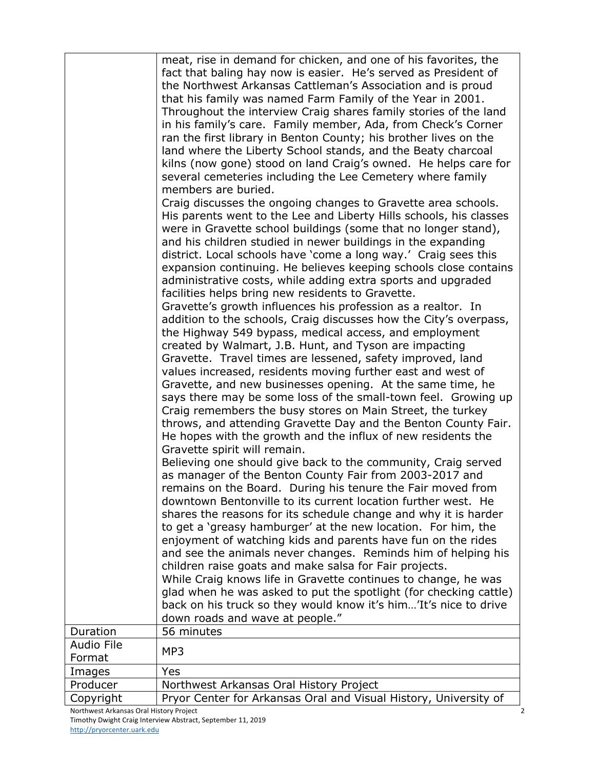| | |
|---|---|
| | meat, rise in demand for chicken, and one of his favorites, the fact that baling hay now is easier. He's served as President of the Northwest Arkansas Cattleman's Association and is proud that his family was named Farm Family of the Year in 2001. Throughout the interview Craig shares family stories of the land in his family's care. Family member, Ada, from Check's Corner ran the first library in Benton County; his brother lives on the land where the Liberty School stands, and the Beaty charcoal kilns (now gone) stood on land Craig's owned. He helps care for several cemeteries including the Lee Cemetery where family members are buried.<br>Craig discusses the ongoing changes to Gravette area schools. His parents went to the Lee and Liberty Hills schools, his classes were in Gravette school buildings (some that no longer stand), and his children studied in newer buildings in the expanding district. Local schools have 'come a long way.' Craig sees this expansion continuing. He believes keeping schools close contains administrative costs, while adding extra sports and upgraded facilities helps bring new residents to Gravette.<br>Gravette's growth influences his profession as a realtor. In addition to the schools, Craig discusses how the City's overpass, the Highway 549 bypass, medical access, and employment created by Walmart, J.B. Hunt, and Tyson are impacting Gravette. Travel times are lessened, safety improved, land values increased, residents moving further east and west of Gravette, and new businesses opening. At the same time, he says there may be some loss of the small-town feel. Growing up Craig remembers the busy stores on Main Street, the turkey throws, and attending Gravette Day and the Benton County Fair. He hopes with the growth and the influx of new residents the Gravette spirit will remain.<br>Believing one should give back to the community, Craig served as manager of the Benton County Fair from 2003-2017 and remains on the Board. During his tenure the Fair moved from downtown Bentonville to its current location further west. He shares the reasons for its schedule change and why it is harder to get a 'greasy hamburger' at the new location. For him, the enjoyment of watching kids and parents have fun on the rides and see the animals never changes. Reminds him of helping his children raise goats and make salsa for Fair projects.<br>While Craig knows life in Gravette continues to change, he was glad when he was asked to put the spotlight (for checking cattle) back on his truck so they would know it's him…'It's nice to drive down roads and wave at people." |
| Duration | 56 minutes |
| Audio File Format | MP3 |
| Images | Yes |
| Producer | Northwest Arkansas Oral History Project |
| Copyright | Pryor Center for Arkansas Oral and Visual History, University of |

Northwest Arkansas Oral History Project
Timothy Dwight Craig Interview Abstract, September 11, 2019
http://pryorcenter.uark.edu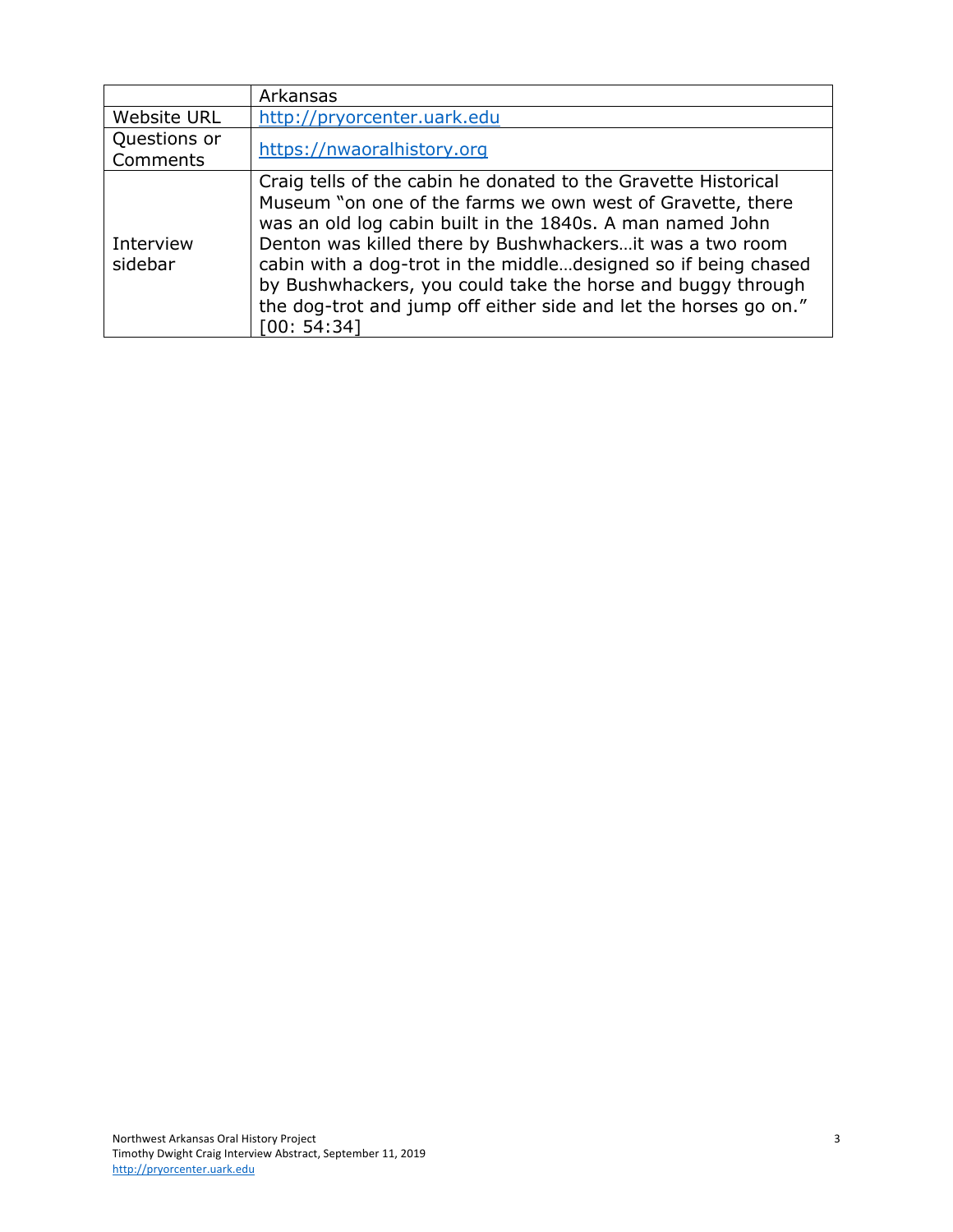| | |
|---|---|
| | Arkansas |
| Website URL | http://pryorcenter.uark.edu |
| Questions or Comments | https://nwaoralhistory.org |
| Interview sidebar | Craig tells of the cabin he donated to the Gravette Historical Museum "on one of the farms we own west of Gravette, there was an old log cabin built in the 1840s. A man named John Denton was killed there by Bushwhackers…it was a two room cabin with a dog-trot in the middle…designed so if being chased by Bushwhackers, you could take the horse and buggy through the dog-trot and jump off either side and let the horses go on." [00: 54:34] |